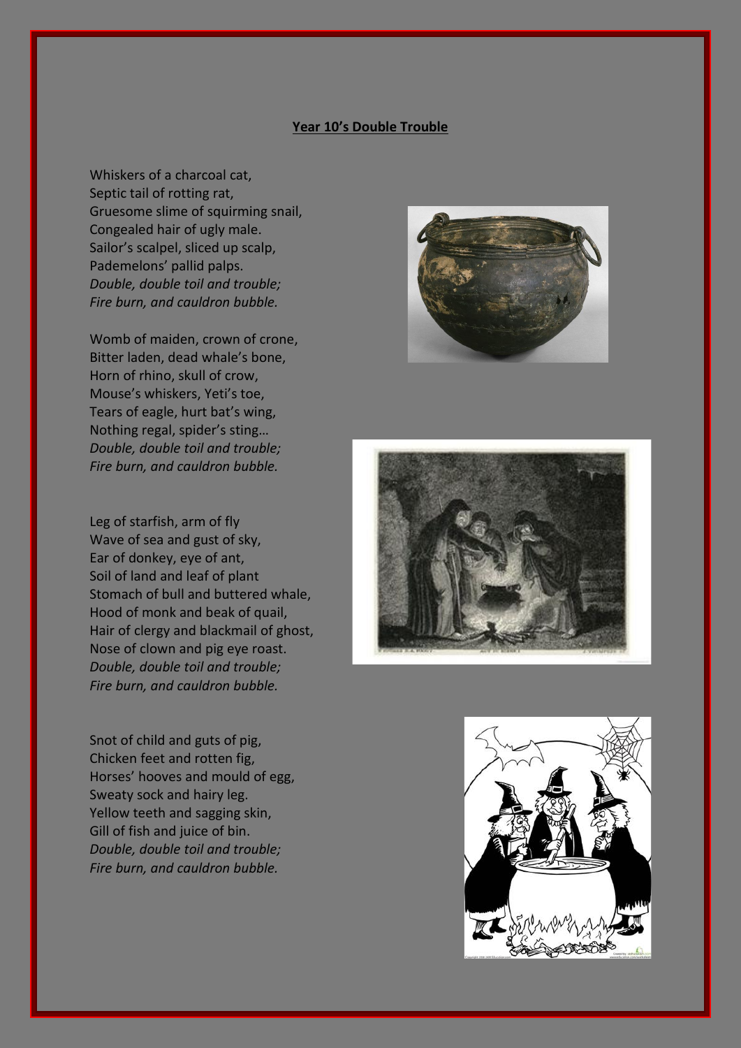**Year 10's Double Trouble**

Whiskers of a charcoal cat,
Septic tail of rotting rat,
Gruesome slime of squirming snail,
Congealed hair of ugly male.
Sailor's scalpel, sliced up scalp,
Pademelons' pallid palps.
*Double, double toil and trouble;*
*Fire burn, and cauldron bubble.*

Womb of maiden, crown of crone,
Bitter laden, dead whale's bone,
Horn of rhino, skull of crow,
Mouse's whiskers, Yeti's toe,
Tears of eagle, hurt bat's wing,
Nothing regal, spider's sting…
*Double, double toil and trouble;*
*Fire burn, and cauldron bubble.*

Leg of starfish, arm of fly
Wave of sea and gust of sky,
Ear of donkey, eye of ant,
Soil of land and leaf of plant
Stomach of bull and buttered whale,
Hood of monk and beak of quail,
Hair of clergy and blackmail of ghost,
Nose of clown and pig eye roast.
*Double, double toil and trouble;*
*Fire burn, and cauldron bubble.*

Snot of child and guts of pig,
Chicken feet and rotten fig,
Horses' hooves and mould of egg,
Sweaty sock and hairy leg.
Yellow teeth and sagging skin,
Gill of fish and juice of bin.
*Double, double toil and trouble;*
*Fire burn, and cauldron bubble.*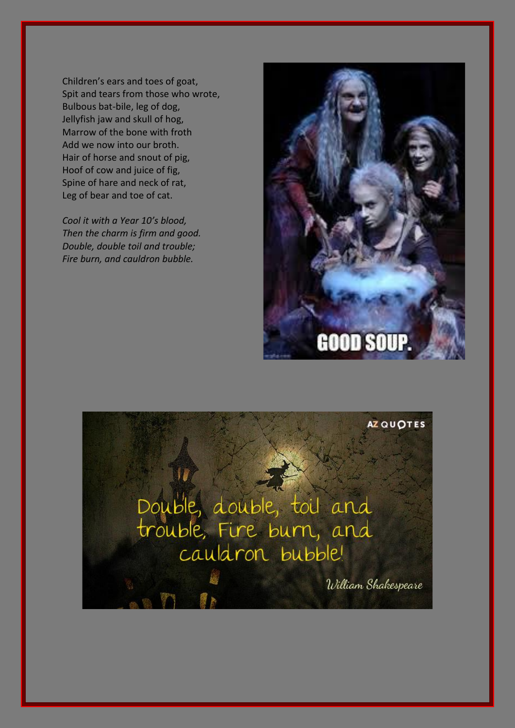Children's ears and toes of goat,
Spit and tears from those who wrote,
Bulbous bat-bile, leg of dog,
Jellyfish jaw and skull of hog,
Marrow of the bone with froth
Add we now into our broth.
Hair of horse and snout of pig,
Hoof of cow and juice of fig,
Spine of hare and neck of rat,
Leg of bear and toe of cat.

*Cool it with a Year 10's blood,*
*Then the charm is firm and good.*
*Double, double toil and trouble;*
*Fire burn, and cauldron bubble.*